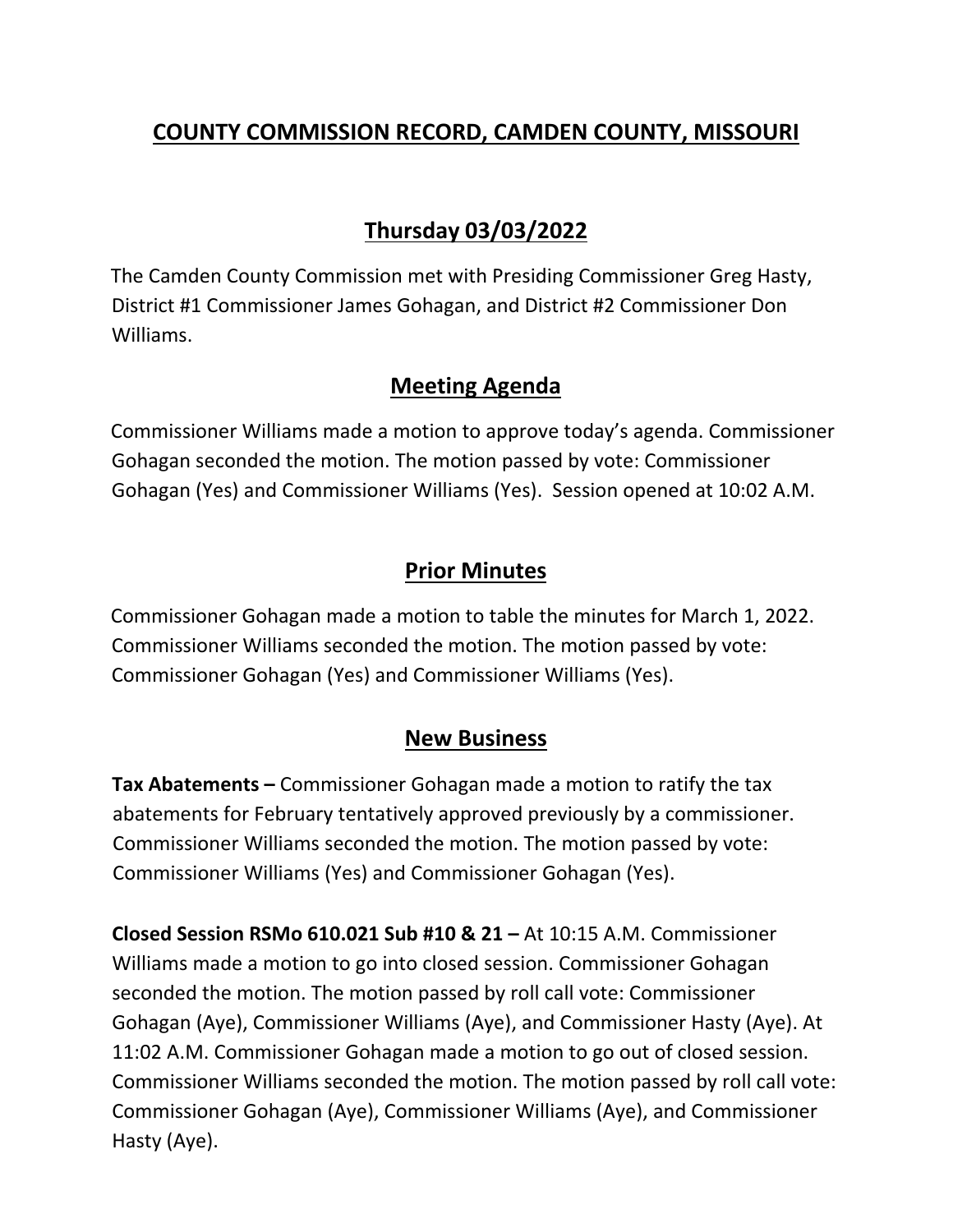# COUNTY COMMISSION RECORD, CAMDEN COUNTY, MISSOURI

## Thursday 03/03/2022

The Camden County Commission met with Presiding Commissioner Greg Hasty, District #1 Commissioner James Gohagan, and District #2 Commissioner Don Williams.

## Meeting Agenda

Commissioner Williams made a motion to approve today's agenda. Commissioner Gohagan seconded the motion. The motion passed by vote: Commissioner Gohagan (Yes) and Commissioner Williams (Yes). Session opened at 10:02 A.M.

## Prior Minutes

Commissioner Gohagan made a motion to table the minutes for March 1, 2022. Commissioner Williams seconded the motion. The motion passed by vote: Commissioner Gohagan (Yes) and Commissioner Williams (Yes).

## New Business

**Tax Abatements –** Commissioner Gohagan made a motion to ratify the tax abatements for February tentatively approved previously by a commissioner. Commissioner Williams seconded the motion. The motion passed by vote: Commissioner Williams (Yes) and Commissioner Gohagan (Yes).

**Closed Session RSMo 610.021 Sub #10 & 21 –** At 10:15 A.M. Commissioner Williams made a motion to go into closed session. Commissioner Gohagan seconded the motion. The motion passed by roll call vote: Commissioner Gohagan (Aye), Commissioner Williams (Aye), and Commissioner Hasty (Aye). At 11:02 A.M. Commissioner Gohagan made a motion to go out of closed session. Commissioner Williams seconded the motion. The motion passed by roll call vote: Commissioner Gohagan (Aye), Commissioner Williams (Aye), and Commissioner Hasty (Aye).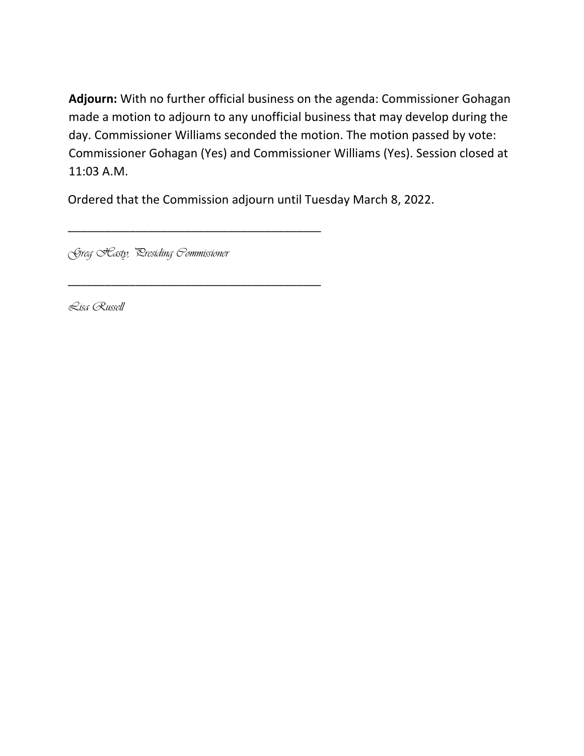**Adjourn:** With no further official business on the agenda: Commissioner Gohagan made a motion to adjourn to any unofficial business that may develop during the day. Commissioner Williams seconded the motion. The motion passed by vote: Commissioner Gohagan (Yes) and Commissioner Williams (Yes). Session closed at 11:03 A.M.

Ordered that the Commission adjourn until Tuesday March 8, 2022.

\_\_\_\_\_\_\_\_\_\_\_\_\_\_\_\_\_\_\_\_\_\_\_\_\_\_\_\_\_\_\_\_\_\_\_\_\_\_\_\_

*Greg Hasty, Presiding Commissioner*

\_\_\_\_\_\_\_\_\_\_\_\_\_\_\_\_\_\_\_\_\_\_\_\_\_\_\_\_\_\_\_\_\_\_\_\_\_\_\_\_

*Lisa Russell*